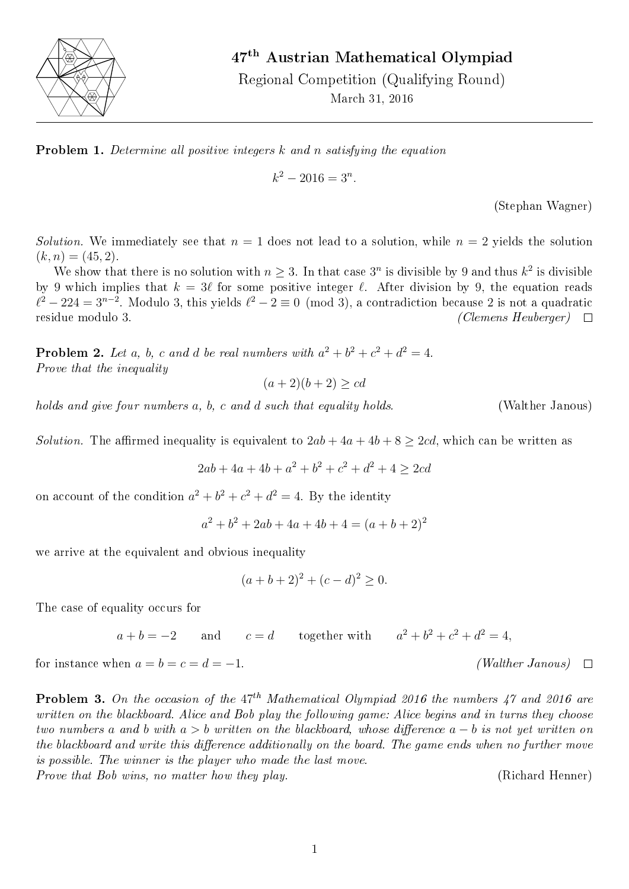# 47[th] Austrian Mathematical Olympiad

Regional Competition (Qualifying Round)

March 31, 2016

---

**Problem 1.** *Determine all positive integers $k$ and $n$ satisfying the equation*

$$k^2 - 2016 = 3^n.$$

(Stephan Wagner)

*Solution.* We immediately see that $n = 1$ does not lead to a solution, while $n = 2$ yields the solution $(k, n) = (45, 2)$.

We show that there is no solution with $n \geq 3$. In that case $3^n$ is divisible by 9 and thus $k^2$ is divisible by 9 which implies that $k = 3\ell$ for some positive integer $\ell$. After division by 9, the equation reads $\ell^2 - 224 = 3^{n-2}$. Modulo 3, this yields $\ell^2 - 2 \equiv 0 \pmod 3$, a contradiction because 2 is not a quadratic residue modulo 3.

*(Clemens Heuberger)* □

**Problem 2.** *Let $a$, $b$, $c$ and $d$ be real numbers with $a^2 + b^2 + c^2 + d^2 = 4$.*
*Prove that the inequality*

$$(a + 2)(b + 2) \geq cd$$

*holds and give four numbers $a$, $b$, $c$ and $d$ such that equality holds.* (Walther Janous)

*Solution.* The affirmed inequality is equivalent to $2ab + 4a + 4b + 8 \geq 2cd$, which can be written as

$$2ab + 4a + 4b + a^2 + b^2 + c^2 + d^2 + 4 \geq 2cd$$

on account of the condition $a^2 + b^2 + c^2 + d^2 = 4$. By the identity

$$a^2 + b^2 + 2ab + 4a + 4b + 4 = (a + b + 2)^2$$

we arrive at the equivalent and obvious inequality

$$(a + b + 2)^2 + (c - d)^2 \geq 0.$$

The case of equality occurs for

$$a + b = -2 \qquad \text{and} \qquad c = d \qquad \text{together with} \qquad a^2 + b^2 + c^2 + d^2 = 4,$$

for instance when $a = b = c = d = -1$.

*(Walther Janous)* □

**Problem 3.** *On the occasion of the 47[th] Mathematical Olympiad 2016 the numbers 47 and 2016 are written on the blackboard. Alice and Bob play the following game: Alice begins and in turns they choose two numbers $a$ and $b$ with $a > b$ written on the blackboard, whose difference $a - b$ is not yet written on the blackboard and write this difference additionally on the board. The game ends when no further move is possible. The winner is the player who made the last move.*
*Prove that Bob wins, no matter how they play.* (Richard Henner)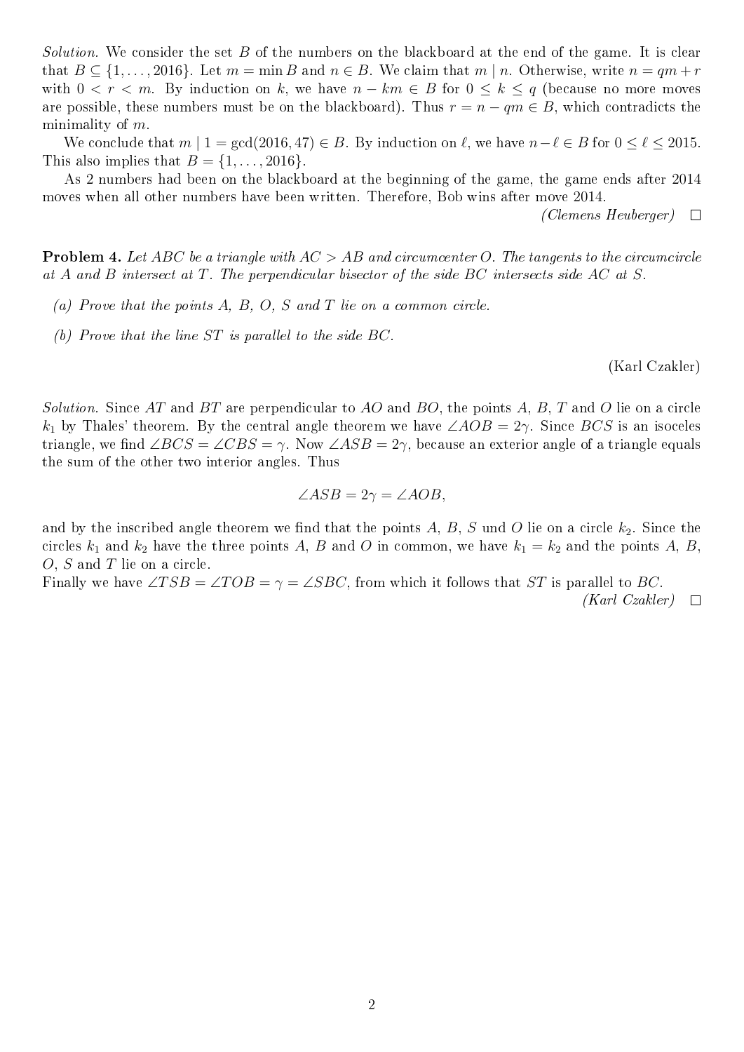*Solution.* We consider the set $B$ of the numbers on the blackboard at the end of the game. It is clear that $B \subseteq \{1, \ldots, 2016\}$. Let $m = \min B$ and $n \in B$. We claim that $m \mid n$. Otherwise, write $n = qm + r$ with $0 < r < m$. By induction on $k$, we have $n - km \in B$ for $0 \leq k \leq q$ (because no more moves are possible, these numbers must be on the blackboard). Thus $r = n - qm \in B$, which contradicts the minimality of $m$.

We conclude that $m \mid 1 = \gcd(2016, 47) \in B$. By induction on $\ell$, we have $n - \ell \in B$ for $0 \leq \ell \leq 2015$. This also implies that $B = \{1, \ldots, 2016\}$.

As 2 numbers had been on the blackboard at the beginning of the game, the game ends after 2014 moves when all other numbers have been written. Therefore, Bob wins after move 2014.

*(Clemens Heuberger)* □

**Problem 4.** *Let $ABC$ be a triangle with $AC > AB$ and circumcenter $O$. The tangents to the circumcircle at $A$ and $B$ intersect at $T$. The perpendicular bisector of the side $BC$ intersects side $AC$ at $S$.*

*(a) Prove that the points $A$, $B$, $O$, $S$ and $T$ lie on a common circle.*

*(b) Prove that the line $ST$ is parallel to the side $BC$.*

(Karl Czakler)

*Solution.* Since $AT$ and $BT$ are perpendicular to $AO$ and $BO$, the points $A$, $B$, $T$ and $O$ lie on a circle $k_1$ by Thales' theorem. By the central angle theorem we have $\angle AOB = 2\gamma$. Since $BCS$ is an isoceles triangle, we find $\angle BCS = \angle CBS = \gamma$. Now $\angle ASB = 2\gamma$, because an exterior angle of a triangle equals the sum of the other two interior angles. Thus

$$\angle ASB = 2\gamma = \angle AOB,$$

and by the inscribed angle theorem we find that the points $A$, $B$, $S$ und $O$ lie on a circle $k_2$. Since the circles $k_1$ and $k_2$ have the three points $A$, $B$ and $O$ in common, we have $k_1 = k_2$ and the points $A$, $B$, $O$, $S$ and $T$ lie on a circle.

Finally we have $\angle TSB = \angle TOB = \gamma = \angle SBC$, from which it follows that $ST$ is parallel to $BC$.

*(Karl Czakler)* □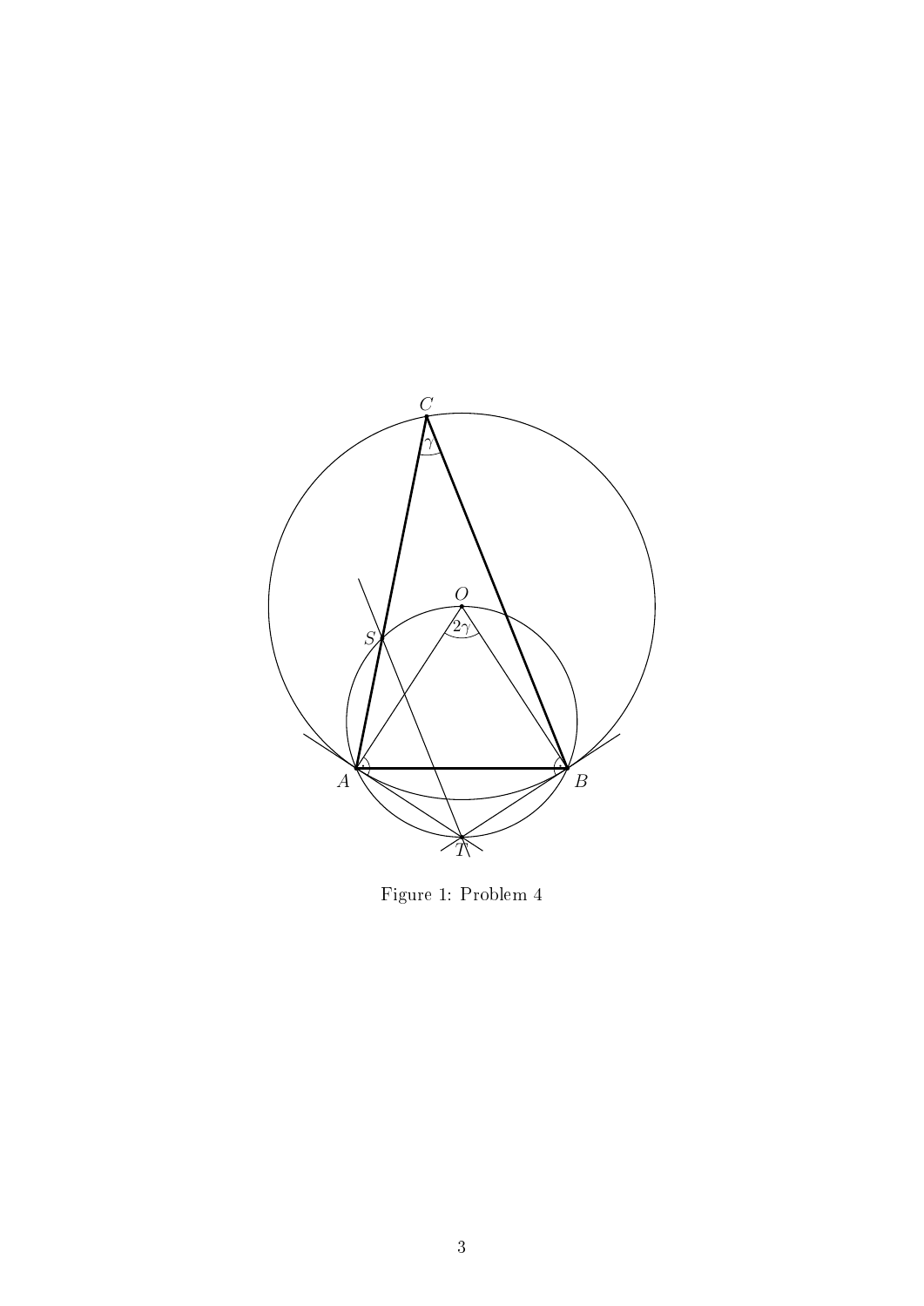Figure 1: Problem 4